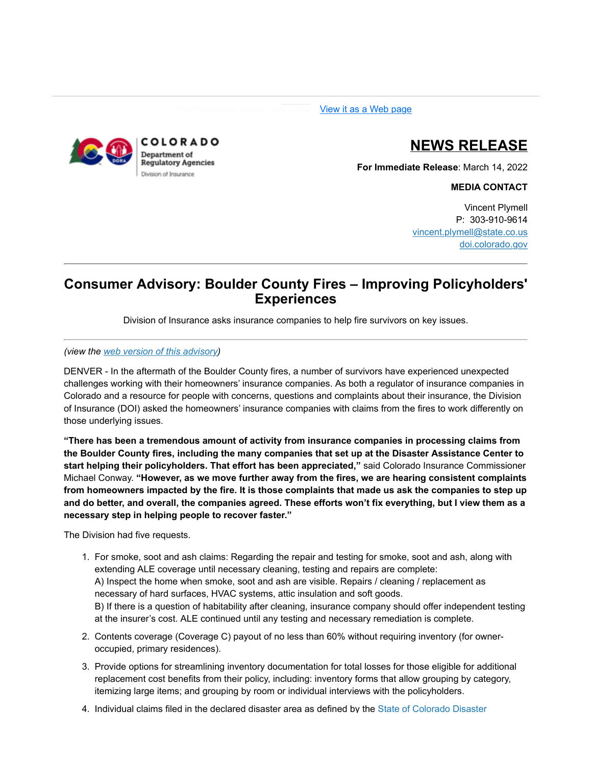Having trouble viewing this email? [View it as a Web page](#)

COLORADO
Department of Regulatory Agencies
Division of Insurance

# NEWS RELEASE

**For Immediate Release**: March 14, 2022

**MEDIA CONTACT**

Vincent Plymell
P: 303-910-9614
vincent.plymell@state.co.us
doi.colorado.gov

---

## Consumer Advisory: Boulder County Fires – Improving Policyholders' Experiences

Division of Insurance asks insurance companies to help fire survivors on key issues.

---

*(view the web version of this advisory)*

DENVER - In the aftermath of the Boulder County fires, a number of survivors have experienced unexpected challenges working with their homeowners' insurance companies. As both a regulator of insurance companies in Colorado and a resource for people with concerns, questions and complaints about their insurance, the Division of Insurance (DOI) asked the homeowners' insurance companies with claims from the fires to work differently on those underlying issues.

**"There has been a tremendous amount of activity from insurance companies in processing claims from the Boulder County fires, including the many companies that set up at the Disaster Assistance Center to start helping their policyholders. That effort has been appreciated,"** said Colorado Insurance Commissioner Michael Conway. **"However, as we move further away from the fires, we are hearing consistent complaints from homeowners impacted by the fire. It is those complaints that made us ask the companies to step up and do better, and overall, the companies agreed. These efforts won't fix everything, but I view them as a necessary step in helping people to recover faster."**

The Division had five requests.

1. For smoke, soot and ash claims: Regarding the repair and testing for smoke, soot and ash, along with extending ALE coverage until necessary cleaning, testing and repairs are complete:
   A) Inspect the home when smoke, soot and ash are visible. Repairs / cleaning / replacement as necessary of hard surfaces, HVAC systems, attic insulation and soft goods.
   B) If there is a question of habitability after cleaning, insurance company should offer independent testing at the insurer's cost. ALE continued until any testing and necessary remediation is complete.
2. Contents coverage (Coverage C) payout of no less than 60% without requiring inventory (for owner-occupied, primary residences).
3. Provide options for streamlining inventory documentation for total losses for those eligible for additional replacement cost benefits from their policy, including: inventory forms that allow grouping by category, itemizing large items; and grouping by room or individual interviews with the policyholders.
4. Individual claims filed in the declared disaster area as defined by the State of Colorado Disaster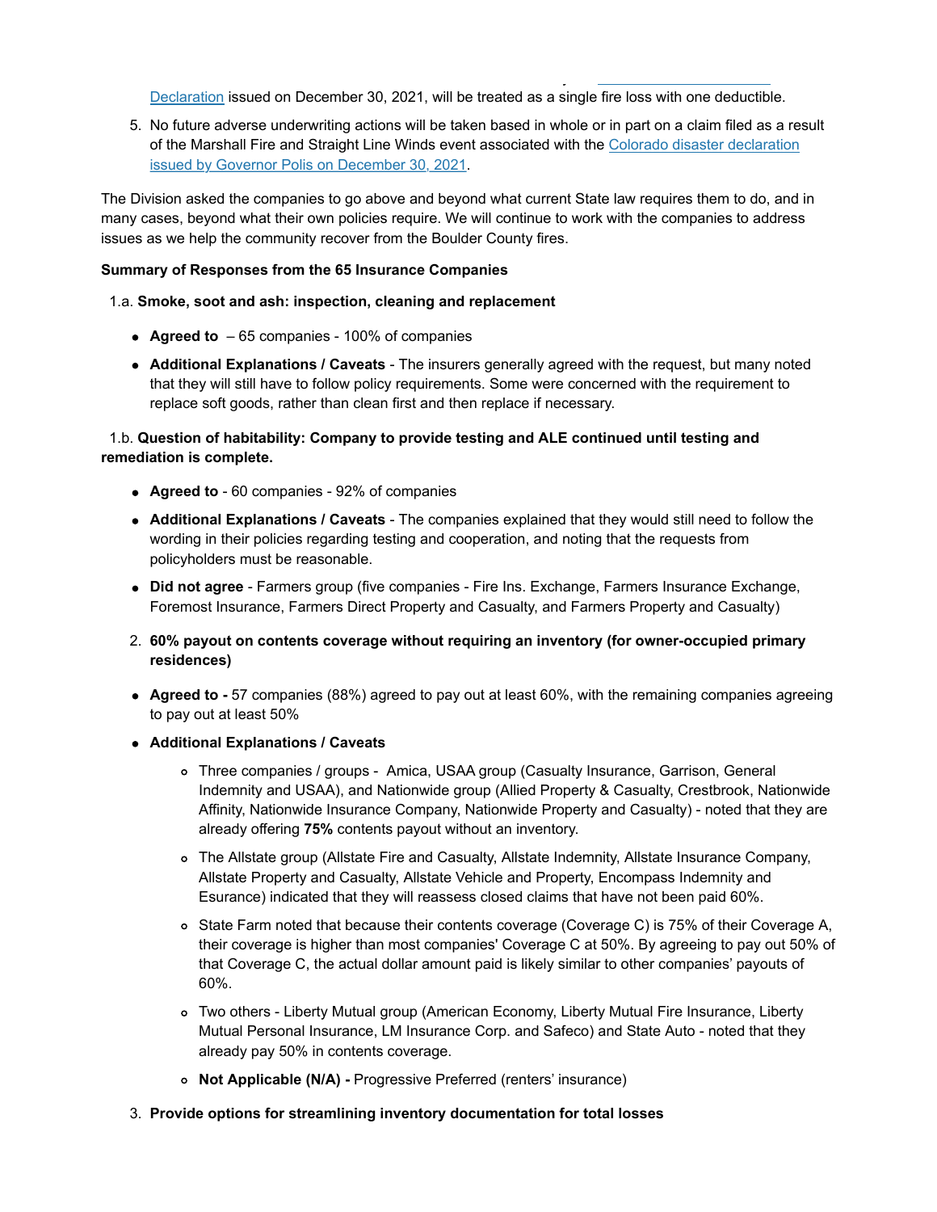Declaration issued on December 30, 2021, will be treated as a single fire loss with one deductible.

5. No future adverse underwriting actions will be taken based in whole or in part on a claim filed as a result of the Marshall Fire and Straight Line Winds event associated with the Colorado disaster declaration issued by Governor Polis on December 30, 2021.

The Division asked the companies to go above and beyond what current State law requires them to do, and in many cases, beyond what their own policies require. We will continue to work with the companies to address issues as we help the community recover from the Boulder County fires.

**Summary of Responses from the 65 Insurance Companies**

1.a. **Smoke, soot and ash: inspection, cleaning and replacement**

- **Agreed to** – 65 companies - 100% of companies
- **Additional Explanations / Caveats** - The insurers generally agreed with the request, but many noted that they will still have to follow policy requirements. Some were concerned with the requirement to replace soft goods, rather than clean first and then replace if necessary.

1.b. **Question of habitability: Company to provide testing and ALE continued until testing and remediation is complete.**

- **Agreed to** - 60 companies - 92% of companies
- **Additional Explanations / Caveats** - The companies explained that they would still need to follow the wording in their policies regarding testing and cooperation, and noting that the requests from policyholders must be reasonable.
- **Did not agree** - Farmers group (five companies - Fire Ins. Exchange, Farmers Insurance Exchange, Foremost Insurance, Farmers Direct Property and Casualty, and Farmers Property and Casualty)

2. **60% payout on contents coverage without requiring an inventory (for owner-occupied primary residences)**

- **Agreed to -** 57 companies (88%) agreed to pay out at least 60%, with the remaining companies agreeing to pay out at least 50%
- **Additional Explanations / Caveats**
  - Three companies / groups - Amica, USAA group (Casualty Insurance, Garrison, General Indemnity and USAA), and Nationwide group (Allied Property & Casualty, Crestbrook, Nationwide Affinity, Nationwide Insurance Company, Nationwide Property and Casualty) - noted that they are already offering **75%** contents payout without an inventory.
  - The Allstate group (Allstate Fire and Casualty, Allstate Indemnity, Allstate Insurance Company, Allstate Property and Casualty, Allstate Vehicle and Property, Encompass Indemnity and Esurance) indicated that they will reassess closed claims that have not been paid 60%.
  - State Farm noted that because their contents coverage (Coverage C) is 75% of their Coverage A, their coverage is higher than most companies' Coverage C at 50%. By agreeing to pay out 50% of that Coverage C, the actual dollar amount paid is likely similar to other companies' payouts of 60%.
  - Two others - Liberty Mutual group (American Economy, Liberty Mutual Fire Insurance, Liberty Mutual Personal Insurance, LM Insurance Corp. and Safeco) and State Auto - noted that they already pay 50% in contents coverage.
  - **Not Applicable (N/A) -** Progressive Preferred (renters' insurance)

3. **Provide options for streamlining inventory documentation for total losses**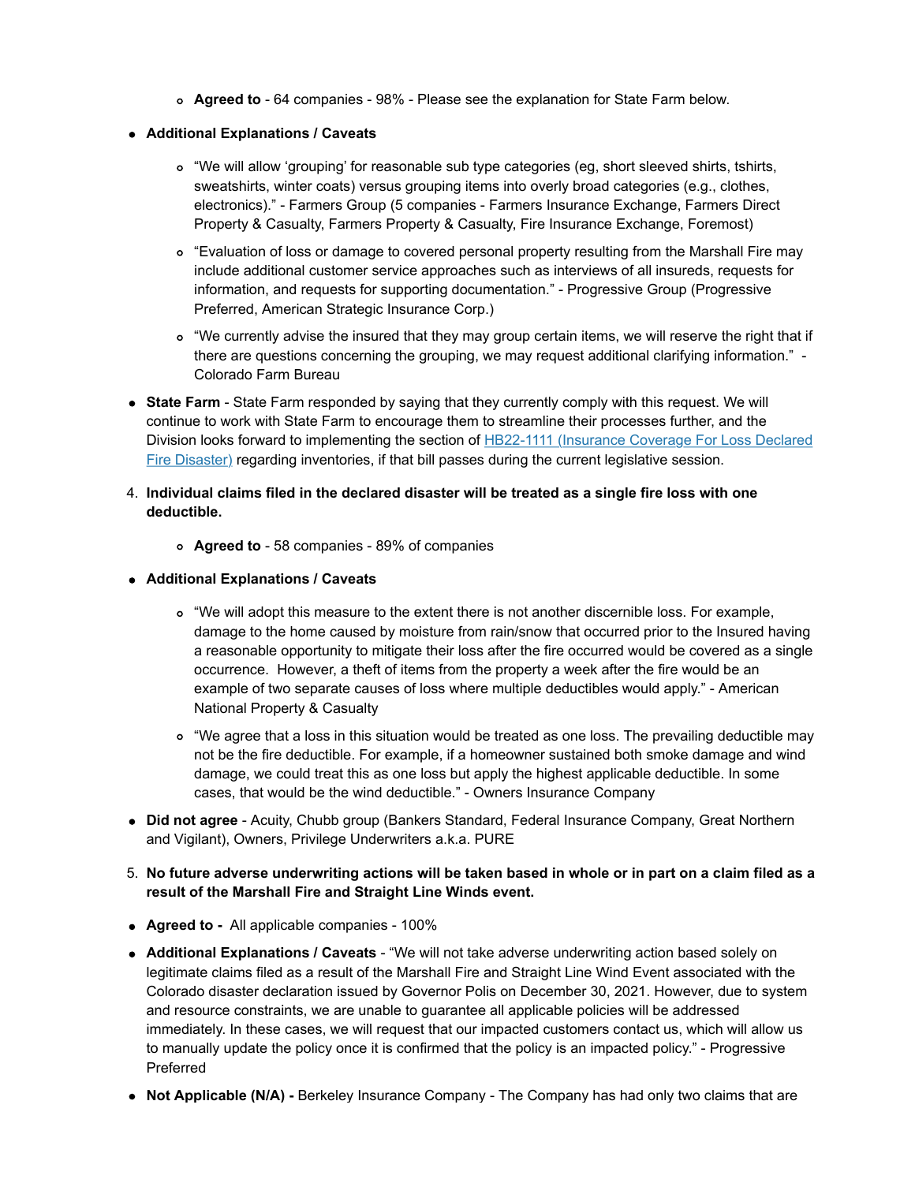- **Agreed to** - 64 companies - 98% - Please see the explanation for State Farm below.

- **Additional Explanations / Caveats**
    - "We will allow 'grouping' for reasonable sub type categories (eg, short sleeved shirts, tshirts, sweatshirts, winter coats) versus grouping items into overly broad categories (e.g., clothes, electronics)." - Farmers Group (5 companies - Farmers Insurance Exchange, Farmers Direct Property & Casualty, Farmers Property & Casualty, Fire Insurance Exchange, Foremost)
    - "Evaluation of loss or damage to covered personal property resulting from the Marshall Fire may include additional customer service approaches such as interviews of all insureds, requests for information, and requests for supporting documentation." - Progressive Group (Progressive Preferred, American Strategic Insurance Corp.)
    - "We currently advise the insured that they may group certain items, we will reserve the right that if there are questions concerning the grouping, we may request additional clarifying information." - Colorado Farm Bureau
- **State Farm** - State Farm responded by saying that they currently comply with this request. We will continue to work with State Farm to encourage them to streamline their processes further, and the Division looks forward to implementing the section of [HB22-1111 (Insurance Coverage For Loss Declared Fire Disaster)]() regarding inventories, if that bill passes during the current legislative session.

4. **Individual claims filed in the declared disaster will be treated as a single fire loss with one deductible.**
    - **Agreed to** - 58 companies - 89% of companies

- **Additional Explanations / Caveats**
    - "We will adopt this measure to the extent there is not another discernible loss. For example, damage to the home caused by moisture from rain/snow that occurred prior to the Insured having a reasonable opportunity to mitigate their loss after the fire occurred would be covered as a single occurrence. However, a theft of items from the property a week after the fire would be an example of two separate causes of loss where multiple deductibles would apply." - American National Property & Casualty
    - "We agree that a loss in this situation would be treated as one loss. The prevailing deductible may not be the fire deductible. For example, if a homeowner sustained both smoke damage and wind damage, we could treat this as one loss but apply the highest applicable deductible. In some cases, that would be the wind deductible." - Owners Insurance Company
- **Did not agree** - Acuity, Chubb group (Bankers Standard, Federal Insurance Company, Great Northern and Vigilant), Owners, Privilege Underwriters a.k.a. PURE

5. **No future adverse underwriting actions will be taken based in whole or in part on a claim filed as a result of the Marshall Fire and Straight Line Winds event.**

- **Agreed to -** All applicable companies - 100%
- **Additional Explanations / Caveats** - "We will not take adverse underwriting action based solely on legitimate claims filed as a result of the Marshall Fire and Straight Line Wind Event associated with the Colorado disaster declaration issued by Governor Polis on December 30, 2021. However, due to system and resource constraints, we are unable to guarantee all applicable policies will be addressed immediately. In these cases, we will request that our impacted customers contact us, which will allow us to manually update the policy once it is confirmed that the policy is an impacted policy." - Progressive Preferred
- **Not Applicable (N/A) -** Berkeley Insurance Company - The Company has had only two claims that are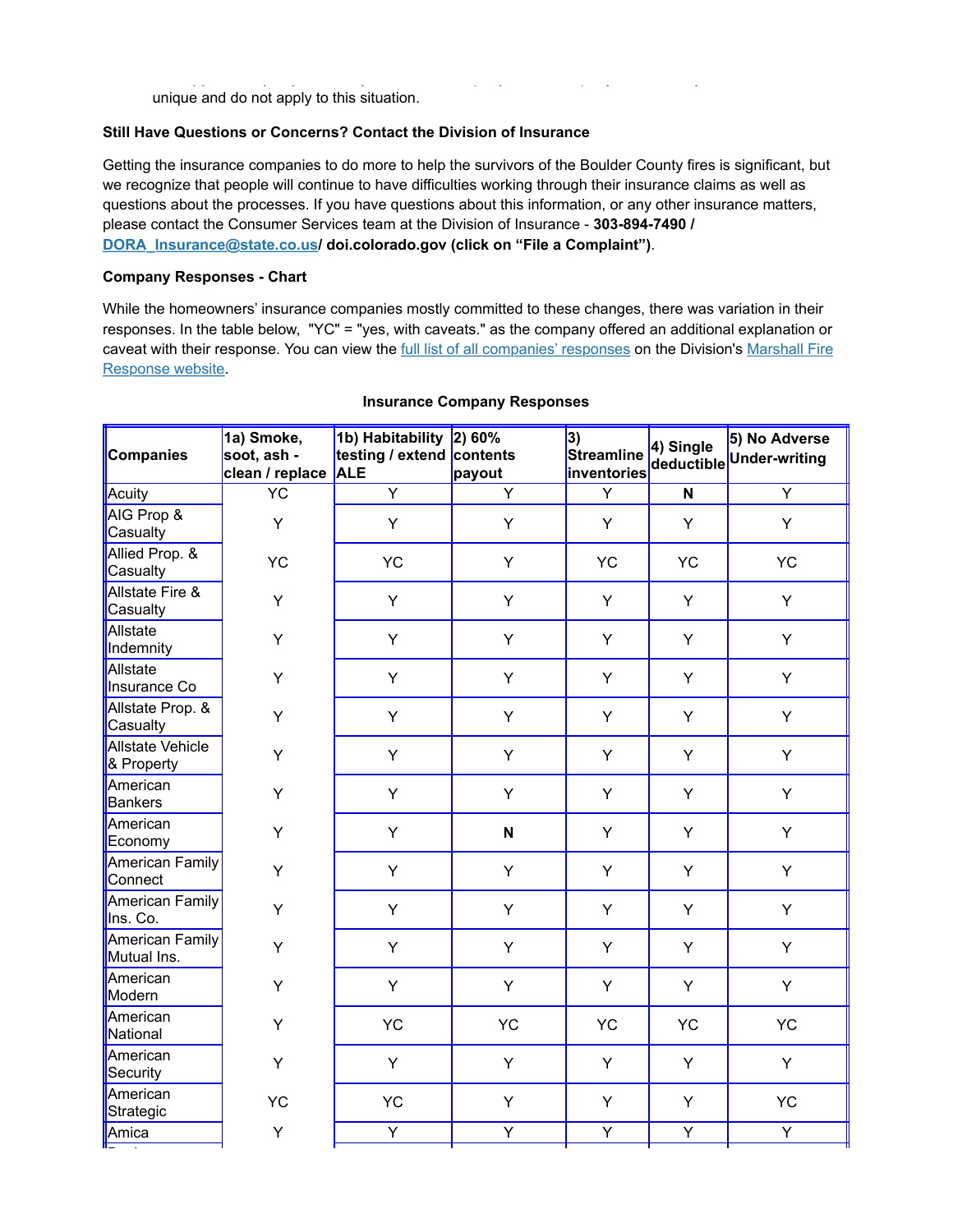unique and do not apply to this situation.

**Still Have Questions or Concerns? Contact the Division of Insurance**

Getting the insurance companies to do more to help the survivors of the Boulder County fires is significant, but we recognize that people will continue to have difficulties working through their insurance claims as well as questions about the processes. If you have questions about this information, or any other insurance matters, please contact the Consumer Services team at the Division of Insurance - **303-894-7490 / [DORA_Insurance@state.co.us](mailto:DORA_Insurance@state.co.us)/ doi.colorado.gov (click on "File a Complaint")**.

**Company Responses - Chart**

While the homeowners' insurance companies mostly committed to these changes, there was variation in their responses. In the table below, "YC" = "yes, with caveats." as the company offered an additional explanation or caveat with their response. You can view the full list of all companies' responses on the Division's Marshall Fire Response website.

**Insurance Company Responses**

| Companies | 1a) Smoke, soot, ash - clean / replace | 1b) Habitability testing / extend ALE | 2) 60% contents payout | 3) Streamline inventories | 4) Single deductible | 5) No Adverse Under-writing |
|---|---|---|---|---|---|---|
| Acuity | YC | Y | Y | Y | **N** | Y |
| AIG Prop & Casualty | Y | Y | Y | Y | Y | Y |
| Allied Prop. & Casualty | YC | YC | Y | YC | YC | YC |
| Allstate Fire & Casualty | Y | Y | Y | Y | Y | Y |
| Allstate Indemnity | Y | Y | Y | Y | Y | Y |
| Allstate Insurance Co | Y | Y | Y | Y | Y | Y |
| Allstate Prop. & Casualty | Y | Y | Y | Y | Y | Y |
| Allstate Vehicle & Property | Y | Y | Y | Y | Y | Y |
| American Bankers | Y | Y | Y | Y | Y | Y |
| American Economy | Y | Y | **N** | Y | Y | Y |
| American Family Connect | Y | Y | Y | Y | Y | Y |
| American Family Ins. Co. | Y | Y | Y | Y | Y | Y |
| American Family Mutual Ins. | Y | Y | Y | Y | Y | Y |
| American Modern | Y | Y | Y | Y | Y | Y |
| American National | Y | YC | YC | YC | YC | YC |
| American Security | Y | Y | Y | Y | Y | Y |
| American Strategic | YC | YC | Y | Y | Y | YC |
| Amica | Y | Y | Y | Y | Y | Y |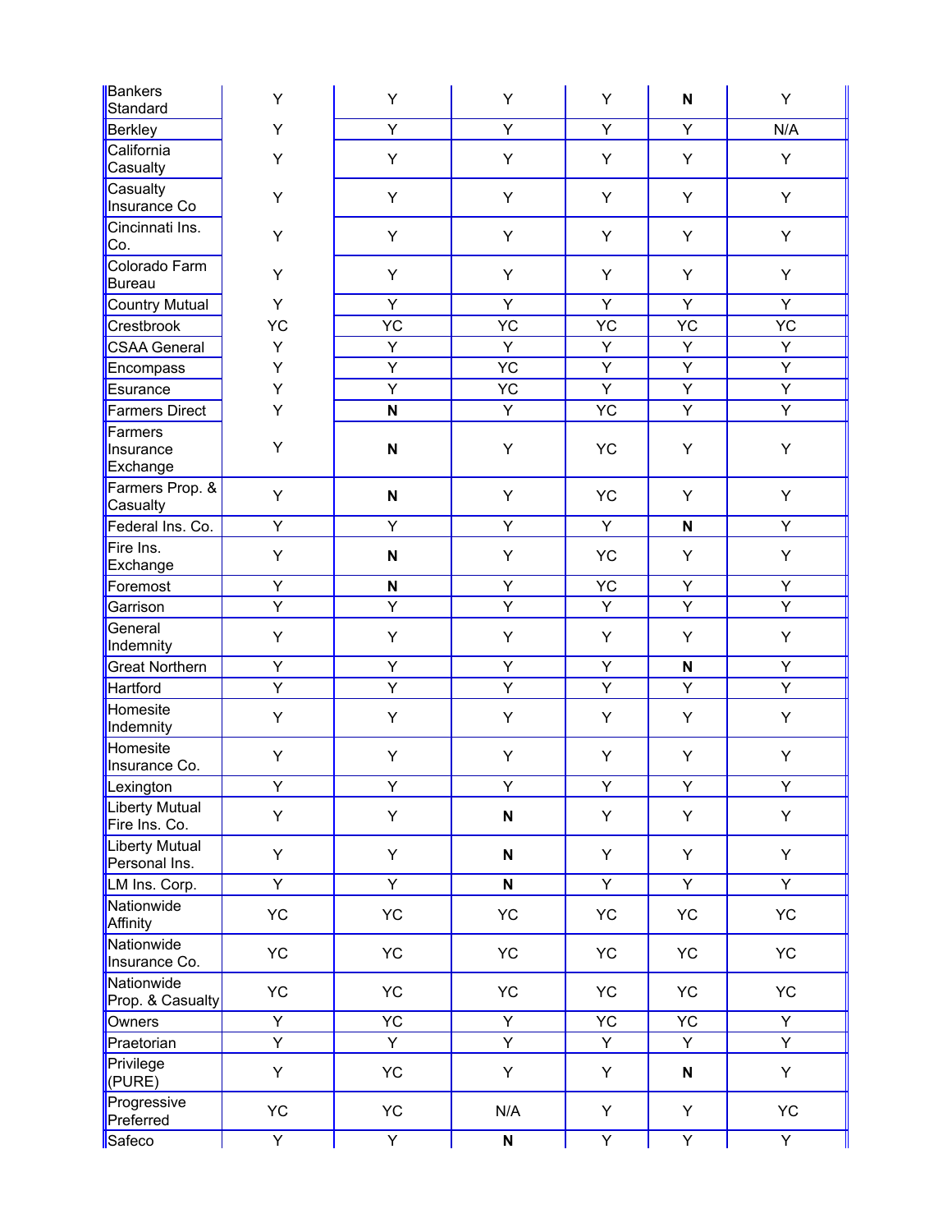| | | | | | | |
|---|---|---|---|---|---|---|
| Bankers Standard | Y | Y | Y | Y | **N** | Y |
| Berkley | Y | Y | Y | Y | Y | N/A |
| California Casualty | Y | Y | Y | Y | Y | Y |
| Casualty Insurance Co | Y | Y | Y | Y | Y | Y |
| Cincinnati Ins. Co. | Y | Y | Y | Y | Y | Y |
| Colorado Farm Bureau | Y | Y | Y | Y | Y | Y |
| Country Mutual | Y | Y | Y | Y | Y | Y |
| Crestbrook | YC | YC | YC | YC | YC | YC |
| CSAA General | Y | Y | Y | Y | Y | Y |
| Encompass | Y | Y | YC | Y | Y | Y |
| Esurance | Y | Y | YC | Y | Y | Y |
| Farmers Direct | Y | **N** | Y | YC | Y | Y |
| Farmers Insurance Exchange | Y | **N** | Y | YC | Y | Y |
| Farmers Prop. & Casualty | Y | **N** | Y | YC | Y | Y |
| Federal Ins. Co. | Y | Y | Y | Y | **N** | Y |
| Fire Ins. Exchange | Y | **N** | Y | YC | Y | Y |
| Foremost | Y | **N** | Y | YC | Y | Y |
| Garrison | Y | Y | Y | Y | Y | Y |
| General Indemnity | Y | Y | Y | Y | Y | Y |
| Great Northern | Y | Y | Y | Y | **N** | Y |
| Hartford | Y | Y | Y | Y | Y | Y |
| Homesite Indemnity | Y | Y | Y | Y | Y | Y |
| Homesite Insurance Co. | Y | Y | Y | Y | Y | Y |
| Lexington | Y | Y | Y | Y | Y | Y |
| Liberty Mutual Fire Ins. Co. | Y | Y | **N** | Y | Y | Y |
| Liberty Mutual Personal Ins. | Y | Y | **N** | Y | Y | Y |
| LM Ins. Corp. | Y | Y | **N** | Y | Y | Y |
| Nationwide Affinity | YC | YC | YC | YC | YC | YC |
| Nationwide Insurance Co. | YC | YC | YC | YC | YC | YC |
| Nationwide Prop. & Casualty | YC | YC | YC | YC | YC | YC |
| Owners | Y | YC | Y | YC | YC | Y |
| Praetorian | Y | Y | Y | Y | Y | Y |
| Privilege (PURE) | Y | YC | Y | Y | **N** | Y |
| Progressive Preferred | YC | YC | N/A | Y | Y | YC |
| Safeco | Y | Y | **N** | Y | Y | Y |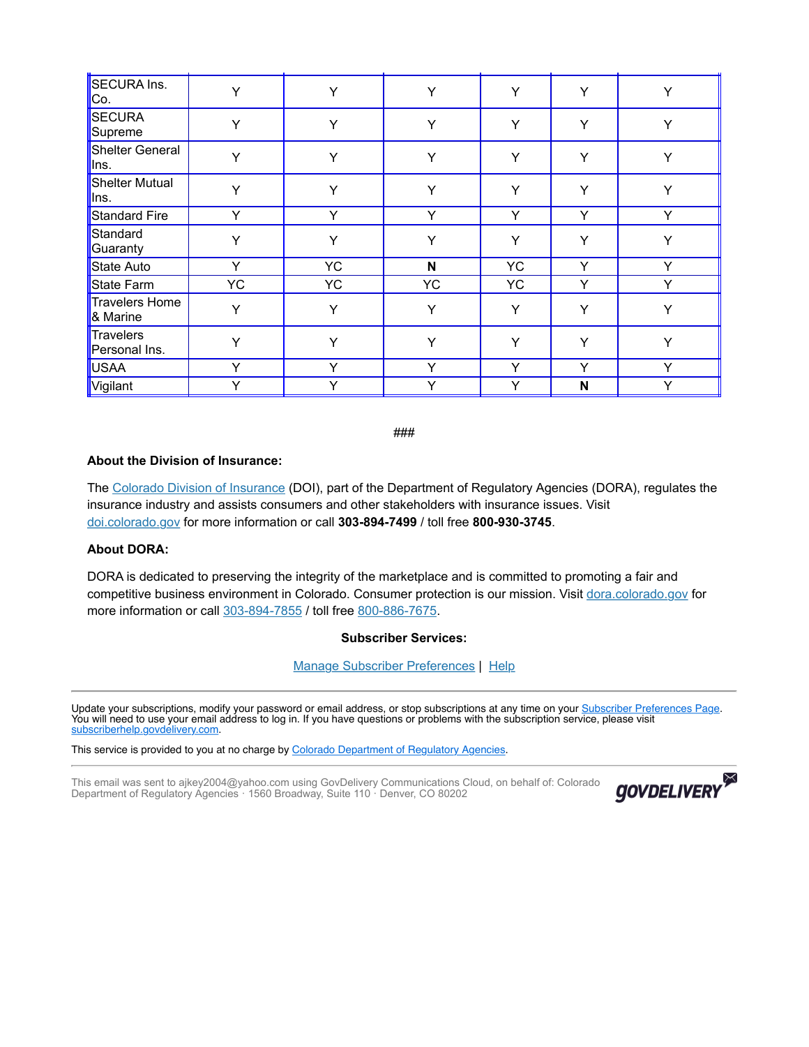| | | | | | | |
|---|---|---|---|---|---|---|
| SECURA Ins. Co. | Y | Y | Y | Y | Y | Y |
| SECURA Supreme | Y | Y | Y | Y | Y | Y |
| Shelter General Ins. | Y | Y | Y | Y | Y | Y |
| Shelter Mutual Ins. | Y | Y | Y | Y | Y | Y |
| Standard Fire | Y | Y | Y | Y | Y | Y |
| Standard Guaranty | Y | Y | Y | Y | Y | Y |
| State Auto | Y | YC | **N** | YC | Y | Y |
| State Farm | YC | YC | YC | YC | Y | Y |
| Travelers Home & Marine | Y | Y | Y | Y | Y | Y |
| Travelers Personal Ins. | Y | Y | Y | Y | Y | Y |
| USAA | Y | Y | Y | Y | Y | Y |
| Vigilant | Y | Y | Y | Y | **N** | Y |

###

**About the Division of Insurance:**

The Colorado Division of Insurance (DOI), part of the Department of Regulatory Agencies (DORA), regulates the insurance industry and assists consumers and other stakeholders with insurance issues. Visit doi.colorado.gov for more information or call **303-894-7499** / toll free **800-930-3745**.

**About DORA:**

DORA is dedicated to preserving the integrity of the marketplace and is committed to promoting a fair and competitive business environment in Colorado. Consumer protection is our mission. Visit dora.colorado.gov for more information or call 303-894-7855 / toll free 800-886-7675.

**Subscriber Services:**

Manage Subscriber Preferences | Help

Update your subscriptions, modify your password or email address, or stop subscriptions at any time on your Subscriber Preferences Page. You will need to use your email address to log in. If you have questions or problems with the subscription service, please visit subscriberhelp.govdelivery.com.

This service is provided to you at no charge by Colorado Department of Regulatory Agencies.

This email was sent to ajkey2004@yahoo.com using GovDelivery Communications Cloud, on behalf of: Colorado Department of Regulatory Agencies · 1560 Broadway, Suite 110 · Denver, CO 80202

GOVDELIVERY